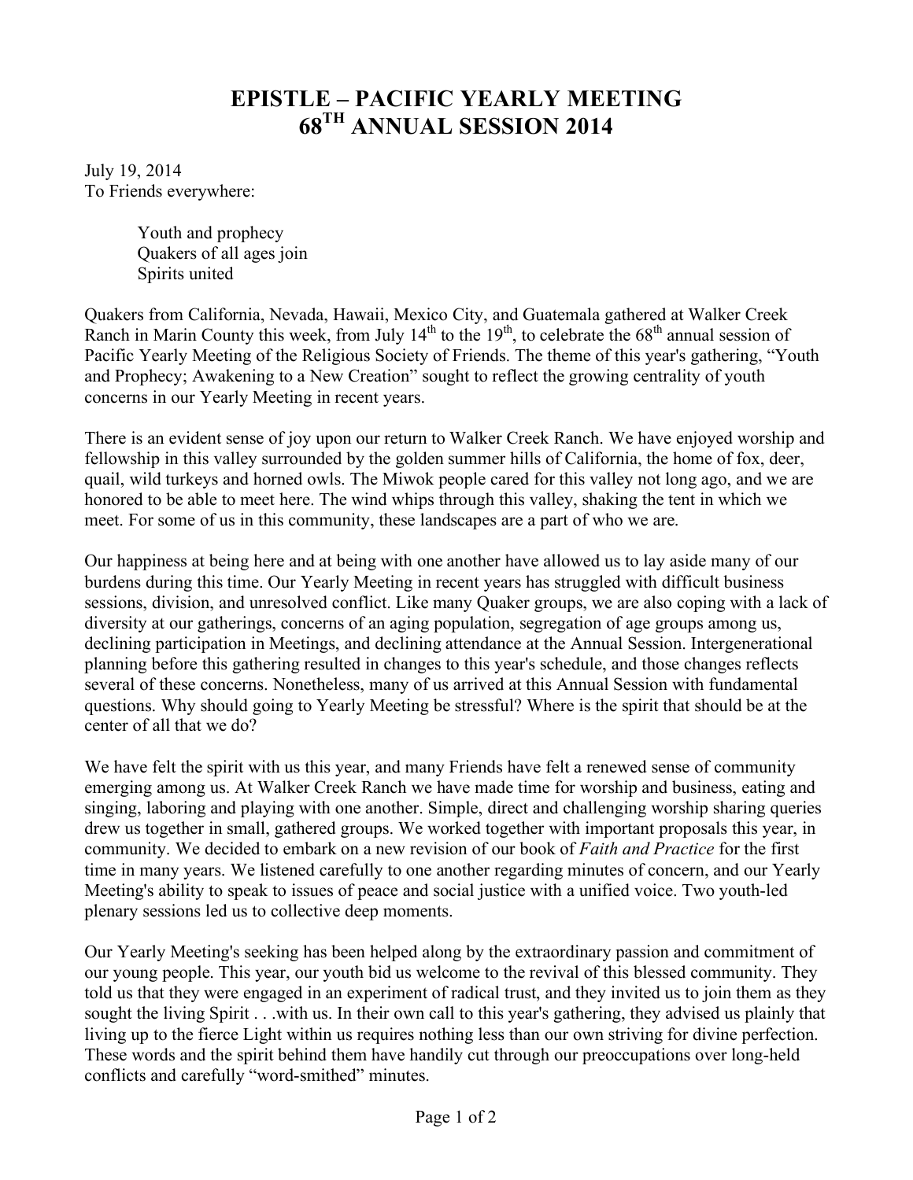# EPISTLE – PACIFIC YEARLY MEETING
# 68TH ANNUAL SESSION 2014

July 19, 2014
To Friends everywhere:

> Youth and prophecy
> Quakers of all ages join
> Spirits united

Quakers from California, Nevada, Hawaii, Mexico City, and Guatemala gathered at Walker Creek Ranch in Marin County this week, from July 14th to the 19th, to celebrate the 68th annual session of Pacific Yearly Meeting of the Religious Society of Friends. The theme of this year's gathering, "Youth and Prophecy; Awakening to a New Creation" sought to reflect the growing centrality of youth concerns in our Yearly Meeting in recent years.

There is an evident sense of joy upon our return to Walker Creek Ranch. We have enjoyed worship and fellowship in this valley surrounded by the golden summer hills of California, the home of fox, deer, quail, wild turkeys and horned owls. The Miwok people cared for this valley not long ago, and we are honored to be able to meet here. The wind whips through this valley, shaking the tent in which we meet. For some of us in this community, these landscapes are a part of who we are.

Our happiness at being here and at being with one another have allowed us to lay aside many of our burdens during this time. Our Yearly Meeting in recent years has struggled with difficult business sessions, division, and unresolved conflict. Like many Quaker groups, we are also coping with a lack of diversity at our gatherings, concerns of an aging population, segregation of age groups among us, declining participation in Meetings, and declining attendance at the Annual Session. Intergenerational planning before this gathering resulted in changes to this year's schedule, and those changes reflects several of these concerns. Nonetheless, many of us arrived at this Annual Session with fundamental questions. Why should going to Yearly Meeting be stressful? Where is the spirit that should be at the center of all that we do?

We have felt the spirit with us this year, and many Friends have felt a renewed sense of community emerging among us. At Walker Creek Ranch we have made time for worship and business, eating and singing, laboring and playing with one another. Simple, direct and challenging worship sharing queries drew us together in small, gathered groups. We worked together with important proposals this year, in community. We decided to embark on a new revision of our book of *Faith and Practice* for the first time in many years. We listened carefully to one another regarding minutes of concern, and our Yearly Meeting's ability to speak to issues of peace and social justice with a unified voice. Two youth-led plenary sessions led us to collective deep moments.

Our Yearly Meeting's seeking has been helped along by the extraordinary passion and commitment of our young people. This year, our youth bid us welcome to the revival of this blessed community. They told us that they were engaged in an experiment of radical trust, and they invited us to join them as they sought the living Spirit . . .with us. In their own call to this year's gathering, they advised us plainly that living up to the fierce Light within us requires nothing less than our own striving for divine perfection. These words and the spirit behind them have handily cut through our preoccupations over long-held conflicts and carefully "word-smithed" minutes.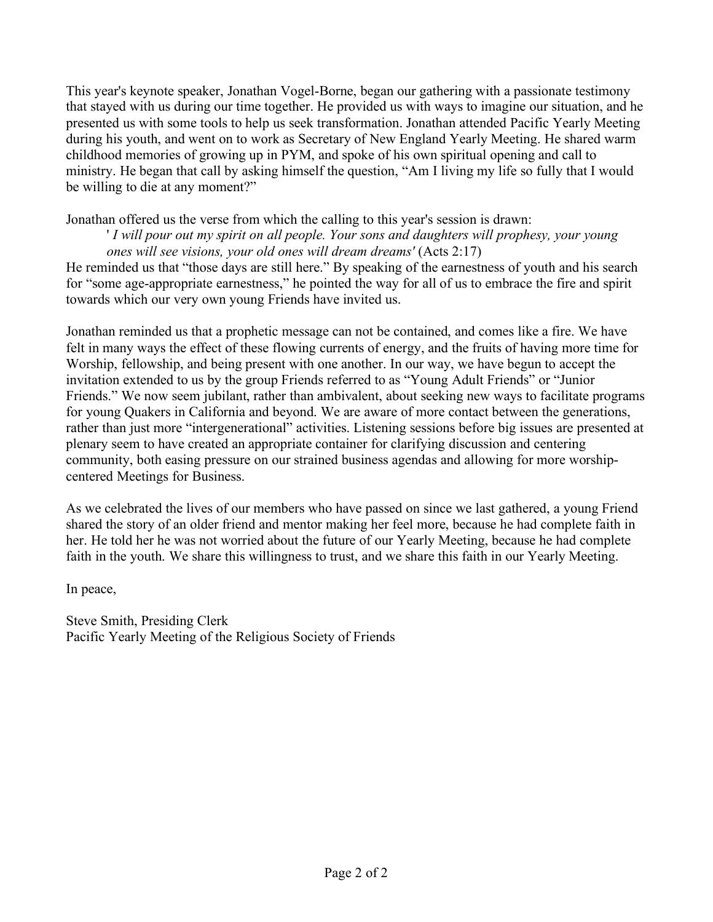This year's keynote speaker, Jonathan Vogel-Borne, began our gathering with a passionate testimony that stayed with us during our time together. He provided us with ways to imagine our situation, and he presented us with some tools to help us seek transformation. Jonathan attended Pacific Yearly Meeting during his youth, and went on to work as Secretary of New England Yearly Meeting. He shared warm childhood memories of growing up in PYM, and spoke of his own spiritual opening and call to ministry. He began that call by asking himself the question, "Am I living my life so fully that I would be willing to die at any moment?"

Jonathan offered us the verse from which the calling to this year's session is drawn:

> ' *I will pour out my spirit on all people. Your sons and daughters will prophesy, your young ones will see visions, your old ones will dream dreams'* (Acts 2:17)

He reminded us that "those days are still here." By speaking of the earnestness of youth and his search for "some age-appropriate earnestness," he pointed the way for all of us to embrace the fire and spirit towards which our very own young Friends have invited us.

Jonathan reminded us that a prophetic message can not be contained, and comes like a fire. We have felt in many ways the effect of these flowing currents of energy, and the fruits of having more time for Worship, fellowship, and being present with one another. In our way, we have begun to accept the invitation extended to us by the group Friends referred to as "Young Adult Friends" or "Junior Friends." We now seem jubilant, rather than ambivalent, about seeking new ways to facilitate programs for young Quakers in California and beyond. We are aware of more contact between the generations, rather than just more "intergenerational" activities. Listening sessions before big issues are presented at plenary seem to have created an appropriate container for clarifying discussion and centering community, both easing pressure on our strained business agendas and allowing for more worship-centered Meetings for Business.

As we celebrated the lives of our members who have passed on since we last gathered, a young Friend shared the story of an older friend and mentor making her feel more, because he had complete faith in her. He told her he was not worried about the future of our Yearly Meeting, because he had complete faith in the youth. We share this willingness to trust, and we share this faith in our Yearly Meeting.

In peace,

Steve Smith, Presiding Clerk
Pacific Yearly Meeting of the Religious Society of Friends